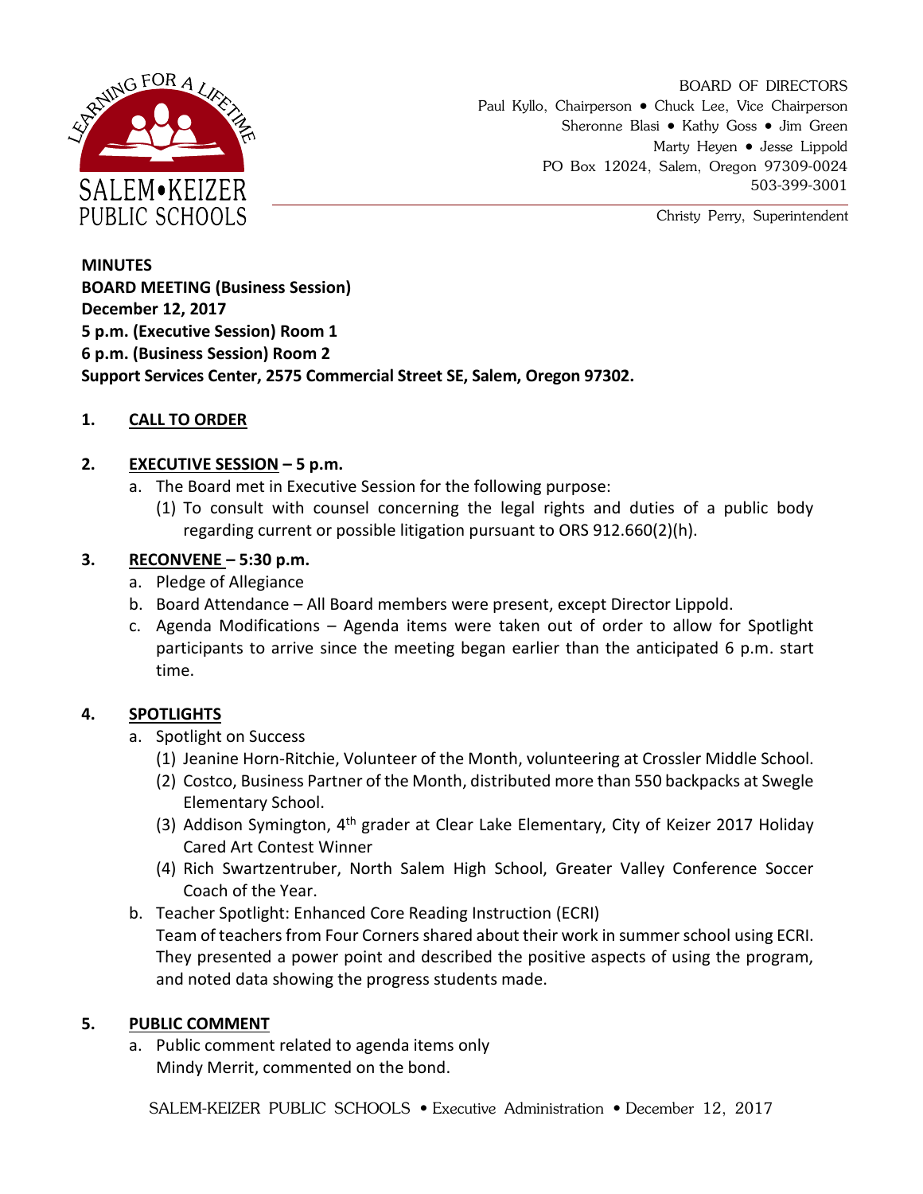SALEM•KEIZER PUBLIC SCHOOLS

BOARD OF DIRECTORS
Paul Kyllo, Chairperson • Chuck Lee, Vice Chairperson
Sheronne Blasi • Kathy Goss • Jim Green
Marty Heyen • Jesse Lippold
PO Box 12024, Salem, Oregon 97309-0024
503-399-3001

Christy Perry, Superintendent

**MINUTES**
**BOARD MEETING (Business Session)**
**December 12, 2017**
**5 p.m. (Executive Session) Room 1**
**6 p.m. (Business Session) Room 2**
**Support Services Center, 2575 Commercial Street SE, Salem, Oregon 97302.**

**1. CALL TO ORDER**

**2. EXECUTIVE SESSION – 5 p.m.**

a. The Board met in Executive Session for the following purpose:
   (1) To consult with counsel concerning the legal rights and duties of a public body regarding current or possible litigation pursuant to ORS 912.660(2)(h).

**3. RECONVENE – 5:30 p.m.**

a. Pledge of Allegiance
b. Board Attendance – All Board members were present, except Director Lippold.
c. Agenda Modifications – Agenda items were taken out of order to allow for Spotlight participants to arrive since the meeting began earlier than the anticipated 6 p.m. start time.

**4. SPOTLIGHTS**

a. Spotlight on Success
   (1) Jeanine Horn-Ritchie, Volunteer of the Month, volunteering at Crossler Middle School.
   (2) Costco, Business Partner of the Month, distributed more than 550 backpacks at Swegle Elementary School.
   (3) Addison Symington, 4th grader at Clear Lake Elementary, City of Keizer 2017 Holiday Cared Art Contest Winner
   (4) Rich Swartzentruber, North Salem High School, Greater Valley Conference Soccer Coach of the Year.
b. Teacher Spotlight: Enhanced Core Reading Instruction (ECRI)
   Team of teachers from Four Corners shared about their work in summer school using ECRI. They presented a power point and described the positive aspects of using the program, and noted data showing the progress students made.

**5. PUBLIC COMMENT**

a. Public comment related to agenda items only
   Mindy Merrit, commented on the bond.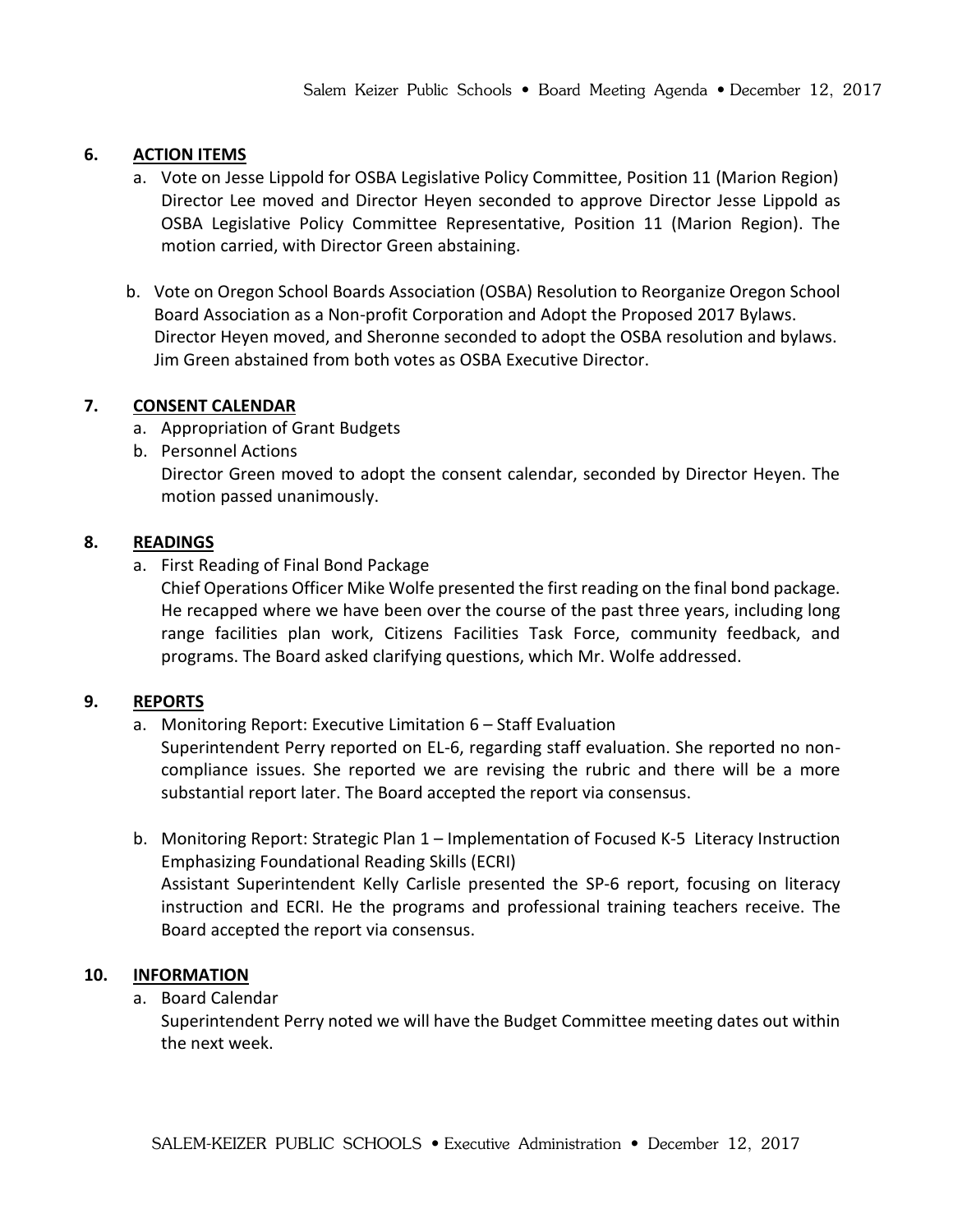## 6. ACTION ITEMS

a. Vote on Jesse Lippold for OSBA Legislative Policy Committee, Position 11 (Marion Region)
   Director Lee moved and Director Heyen seconded to approve Director Jesse Lippold as OSBA Legislative Policy Committee Representative, Position 11 (Marion Region). The motion carried, with Director Green abstaining.

b. Vote on Oregon School Boards Association (OSBA) Resolution to Reorganize Oregon School Board Association as a Non-profit Corporation and Adopt the Proposed 2017 Bylaws.
   Director Heyen moved, and Sheronne seconded to adopt the OSBA resolution and bylaws. Jim Green abstained from both votes as OSBA Executive Director.

## 7. CONSENT CALENDAR

a. Appropriation of Grant Budgets
b. Personnel Actions
   Director Green moved to adopt the consent calendar, seconded by Director Heyen. The motion passed unanimously.

## 8. READINGS

a. First Reading of Final Bond Package
   Chief Operations Officer Mike Wolfe presented the first reading on the final bond package. He recapped where we have been over the course of the past three years, including long range facilities plan work, Citizens Facilities Task Force, community feedback, and programs. The Board asked clarifying questions, which Mr. Wolfe addressed.

## 9. REPORTS

a. Monitoring Report: Executive Limitation 6 – Staff Evaluation
   Superintendent Perry reported on EL-6, regarding staff evaluation. She reported no non-compliance issues. She reported we are revising the rubric and there will be a more substantial report later. The Board accepted the report via consensus.

b. Monitoring Report: Strategic Plan 1 – Implementation of Focused K-5 Literacy Instruction Emphasizing Foundational Reading Skills (ECRI)
   Assistant Superintendent Kelly Carlisle presented the SP-6 report, focusing on literacy instruction and ECRI. He the programs and professional training teachers receive. The Board accepted the report via consensus.

## 10. INFORMATION

a. Board Calendar
   Superintendent Perry noted we will have the Budget Committee meeting dates out within the next week.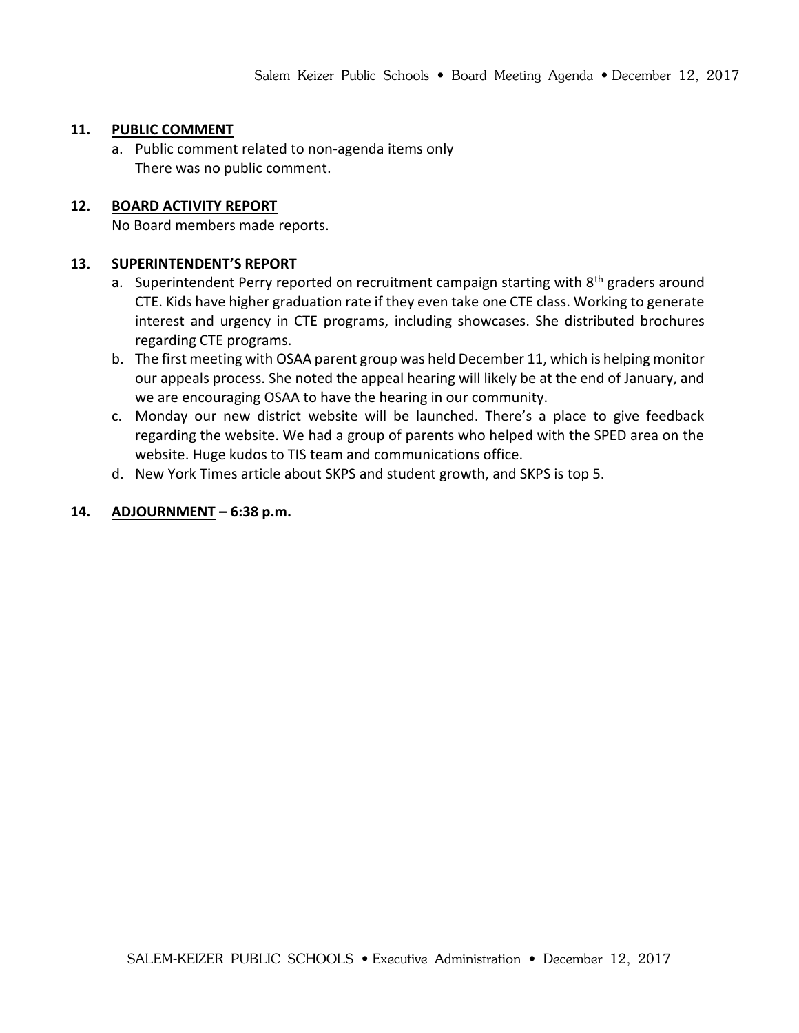**11. PUBLIC COMMENT**

a. Public comment related to non-agenda items only
   There was no public comment.

**12. BOARD ACTIVITY REPORT**

No Board members made reports.

**13. SUPERINTENDENT'S REPORT**

a. Superintendent Perry reported on recruitment campaign starting with 8th graders around CTE. Kids have higher graduation rate if they even take one CTE class. Working to generate interest and urgency in CTE programs, including showcases. She distributed brochures regarding CTE programs.
b. The first meeting with OSAA parent group was held December 11, which is helping monitor our appeals process. She noted the appeal hearing will likely be at the end of January, and we are encouraging OSAA to have the hearing in our community.
c. Monday our new district website will be launched. There's a place to give feedback regarding the website. We had a group of parents who helped with the SPED area on the website. Huge kudos to TIS team and communications office.
d. New York Times article about SKPS and student growth, and SKPS is top 5.

**14. ADJOURNMENT – 6:38 p.m.**